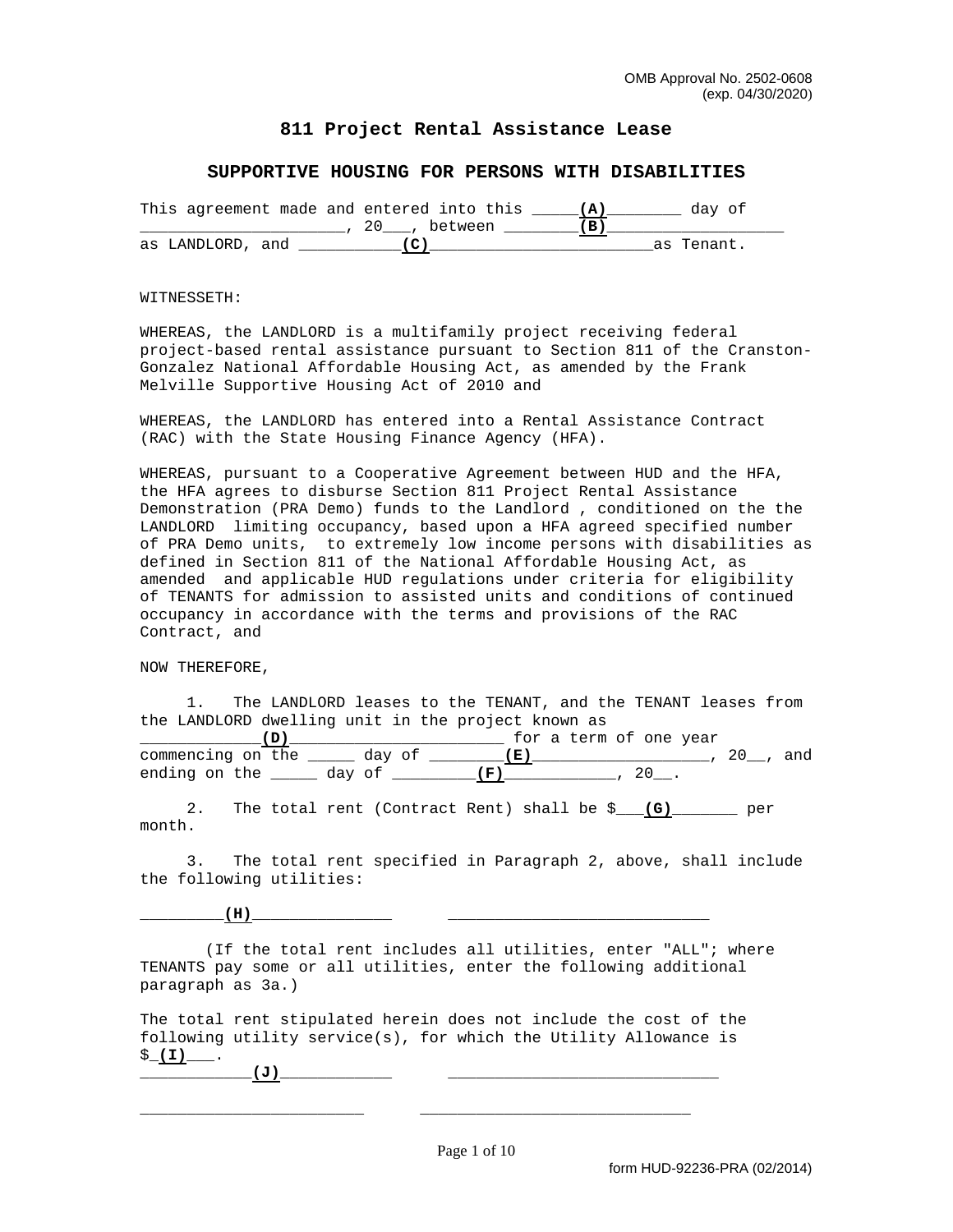OMB Approval No. 2502-0608
(exp. 04/30/2020)

# 811 Project Rental Assistance Lease

## SUPPORTIVE HOUSING FOR PERSONS WITH DISABILITIES

This agreement made and entered into this _____**(A)**________ day of ______________________, 20___, between ________**(B)**___________________ as LANDLORD, and ___________**(C)**________________________as Tenant.

WITNESSETH:

WHEREAS, the LANDLORD is a multifamily project receiving federal project-based rental assistance pursuant to Section 811 of the Cranston-Gonzalez National Affordable Housing Act, as amended by the Frank Melville Supportive Housing Act of 2010 and

WHEREAS, the LANDLORD has entered into a Rental Assistance Contract (RAC) with the State Housing Finance Agency (HFA).

WHEREAS, pursuant to a Cooperative Agreement between HUD and the HFA, the HFA agrees to disburse Section 811 Project Rental Assistance Demonstration (PRA Demo) funds to the Landlord , conditioned on the the LANDLORD limiting occupancy, based upon a HFA agreed specified number of PRA Demo units, to extremely low income persons with disabilities as defined in Section 811 of the National Affordable Housing Act, as amended and applicable HUD regulations under criteria for eligibility of TENANTS for admission to assisted units and conditions of continued occupancy in accordance with the terms and provisions of the RAC Contract, and

NOW THEREFORE,

1. The LANDLORD leases to the TENANT, and the TENANT leases from the LANDLORD dwelling unit in the project known as _____________**(D)**______________________ for a term of one year commencing on the _____ day of ________**(E)**___________________, 20__, and ending on the _____ day of _________**(F)**____________, 20__.

2. The total rent (Contract Rent) shall be $___**(G)**_______ per month.

3. The total rent specified in Paragraph 2, above, shall include the following utilities:

_________**(H)**_______________ ____________________________

(If the total rent includes all utilities, enter "ALL"; where TENANTS pay some or all utilities, enter the following additional paragraph as 3a.)

The total rent stipulated herein does not include the cost of the following utility service(s), for which the Utility Allowance is $_**(I)**___.

____________**(J)**____________ ______________________________

________________________ ______________________________

form HUD-92236-PRA (02/2014)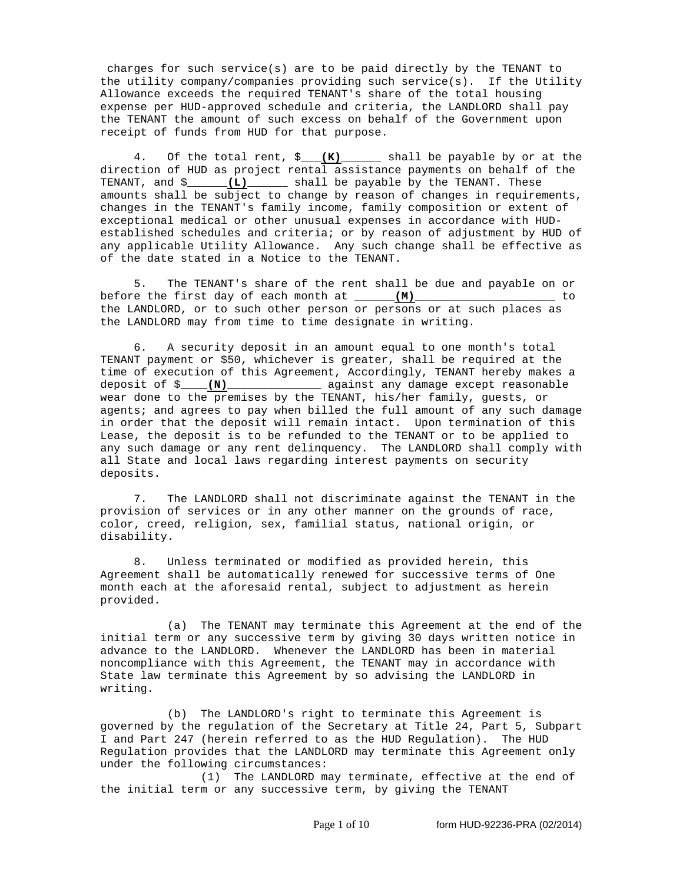charges for such service(s) are to be paid directly by the TENANT to the utility company/companies providing such service(s). If the Utility Allowance exceeds the required TENANT's share of the total housing expense per HUD-approved schedule and criteria, the LANDLORD shall pay the TENANT the amount of such excess on behalf of the Government upon receipt of funds from HUD for that purpose.

4. Of the total rent, $___**(K)**______ shall be payable by or at the direction of HUD as project rental assistance payments on behalf of the TENANT, and $______**(L)**______ shall be payable by the TENANT. These amounts shall be subject to change by reason of changes in requirements, changes in the TENANT's family income, family composition or extent of exceptional medical or other unusual expenses in accordance with HUD-established schedules and criteria; or by reason of adjustment by HUD of any applicable Utility Allowance. Any such change shall be effective as of the date stated in a Notice to the TENANT.

5. The TENANT's share of the rent shall be due and payable on or before the first day of each month at ______**(M)**_____________________ to the LANDLORD, or to such other person or persons or at such places as the LANDLORD may from time to time designate in writing.

6. A security deposit in an amount equal to one month's total TENANT payment or $50, whichever is greater, shall be required at the time of execution of this Agreement, Accordingly, TENANT hereby makes a deposit of $____**(N)**______________ against any damage except reasonable wear done to the premises by the TENANT, his/her family, guests, or agents; and agrees to pay when billed the full amount of any such damage in order that the deposit will remain intact. Upon termination of this Lease, the deposit is to be refunded to the TENANT or to be applied to any such damage or any rent delinquency. The LANDLORD shall comply with all State and local laws regarding interest payments on security deposits.

7. The LANDLORD shall not discriminate against the TENANT in the provision of services or in any other manner on the grounds of race, color, creed, religion, sex, familial status, national origin, or disability.

8. Unless terminated or modified as provided herein, this Agreement shall be automatically renewed for successive terms of One month each at the aforesaid rental, subject to adjustment as herein provided.

(a) The TENANT may terminate this Agreement at the end of the initial term or any successive term by giving 30 days written notice in advance to the LANDLORD. Whenever the LANDLORD has been in material noncompliance with this Agreement, the TENANT may in accordance with State law terminate this Agreement by so advising the LANDLORD in writing.

(b) The LANDLORD's right to terminate this Agreement is governed by the regulation of the Secretary at Title 24, Part 5, Subpart I and Part 247 (herein referred to as the HUD Regulation). The HUD Regulation provides that the LANDLORD may terminate this Agreement only under the following circumstances:

(1) The LANDLORD may terminate, effective at the end of the initial term or any successive term, by giving the TENANT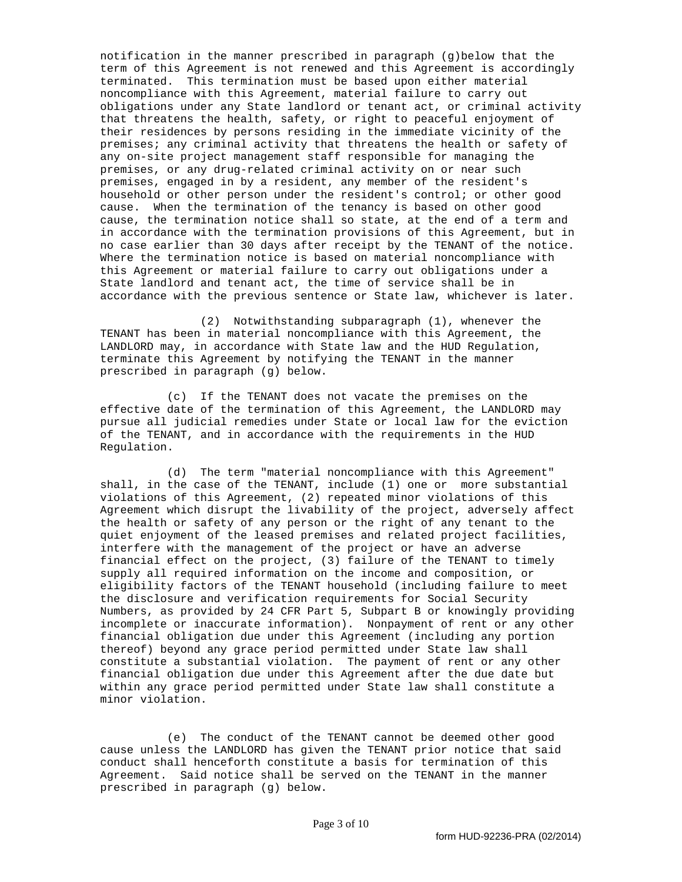notification in the manner prescribed in paragraph (g)below that the term of this Agreement is not renewed and this Agreement is accordingly terminated. This termination must be based upon either material noncompliance with this Agreement, material failure to carry out obligations under any State landlord or tenant act, or criminal activity that threatens the health, safety, or right to peaceful enjoyment of their residences by persons residing in the immediate vicinity of the premises; any criminal activity that threatens the health or safety of any on-site project management staff responsible for managing the premises, or any drug-related criminal activity on or near such premises, engaged in by a resident, any member of the resident's household or other person under the resident's control; or other good cause. When the termination of the tenancy is based on other good cause, the termination notice shall so state, at the end of a term and in accordance with the termination provisions of this Agreement, but in no case earlier than 30 days after receipt by the TENANT of the notice. Where the termination notice is based on material noncompliance with this Agreement or material failure to carry out obligations under a State landlord and tenant act, the time of service shall be in accordance with the previous sentence or State law, whichever is later.

(2) Notwithstanding subparagraph (1), whenever the TENANT has been in material noncompliance with this Agreement, the LANDLORD may, in accordance with State law and the HUD Regulation, terminate this Agreement by notifying the TENANT in the manner prescribed in paragraph (g) below.

(c) If the TENANT does not vacate the premises on the effective date of the termination of this Agreement, the LANDLORD may pursue all judicial remedies under State or local law for the eviction of the TENANT, and in accordance with the requirements in the HUD Regulation.

(d) The term "material noncompliance with this Agreement" shall, in the case of the TENANT, include (1) one or more substantial violations of this Agreement, (2) repeated minor violations of this Agreement which disrupt the livability of the project, adversely affect the health or safety of any person or the right of any tenant to the quiet enjoyment of the leased premises and related project facilities, interfere with the management of the project or have an adverse financial effect on the project, (3) failure of the TENANT to timely supply all required information on the income and composition, or eligibility factors of the TENANT household (including failure to meet the disclosure and verification requirements for Social Security Numbers, as provided by 24 CFR Part 5, Subpart B or knowingly providing incomplete or inaccurate information). Nonpayment of rent or any other financial obligation due under this Agreement (including any portion thereof) beyond any grace period permitted under State law shall constitute a substantial violation. The payment of rent or any other financial obligation due under this Agreement after the due date but within any grace period permitted under State law shall constitute a minor violation.

(e) The conduct of the TENANT cannot be deemed other good cause unless the LANDLORD has given the TENANT prior notice that said conduct shall henceforth constitute a basis for termination of this Agreement. Said notice shall be served on the TENANT in the manner prescribed in paragraph (g) below.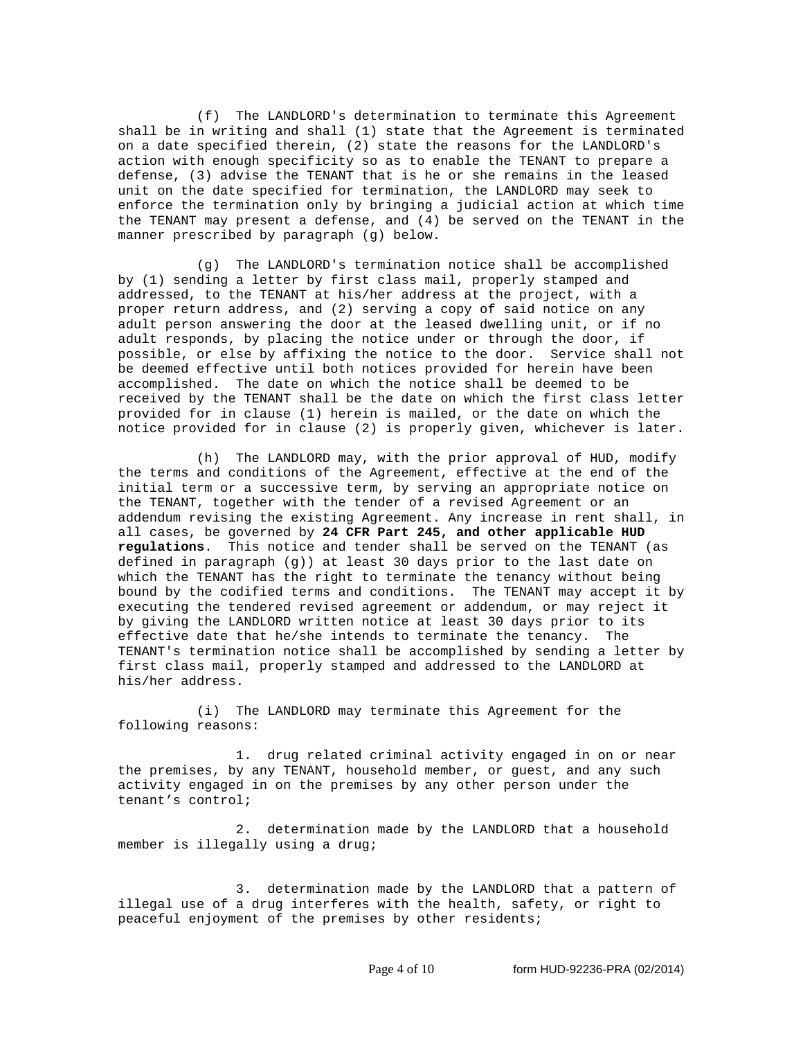(f) The LANDLORD's determination to terminate this Agreement shall be in writing and shall (1) state that the Agreement is terminated on a date specified therein, (2) state the reasons for the LANDLORD's action with enough specificity so as to enable the TENANT to prepare a defense, (3) advise the TENANT that is he or she remains in the leased unit on the date specified for termination, the LANDLORD may seek to enforce the termination only by bringing a judicial action at which time the TENANT may present a defense, and (4) be served on the TENANT in the manner prescribed by paragraph (g) below.

(g) The LANDLORD's termination notice shall be accomplished by (1) sending a letter by first class mail, properly stamped and addressed, to the TENANT at his/her address at the project, with a proper return address, and (2) serving a copy of said notice on any adult person answering the door at the leased dwelling unit, or if no adult responds, by placing the notice under or through the door, if possible, or else by affixing the notice to the door. Service shall not be deemed effective until both notices provided for herein have been accomplished. The date on which the notice shall be deemed to be received by the TENANT shall be the date on which the first class letter provided for in clause (1) herein is mailed, or the date on which the notice provided for in clause (2) is properly given, whichever is later.

(h) The LANDLORD may, with the prior approval of HUD, modify the terms and conditions of the Agreement, effective at the end of the initial term or a successive term, by serving an appropriate notice on the TENANT, together with the tender of a revised Agreement or an addendum revising the existing Agreement. Any increase in rent shall, in all cases, be governed by **24 CFR Part 245, and other applicable HUD regulations**. This notice and tender shall be served on the TENANT (as defined in paragraph (g)) at least 30 days prior to the last date on which the TENANT has the right to terminate the tenancy without being bound by the codified terms and conditions. The TENANT may accept it by executing the tendered revised agreement or addendum, or may reject it by giving the LANDLORD written notice at least 30 days prior to its effective date that he/she intends to terminate the tenancy. The TENANT's termination notice shall be accomplished by sending a letter by first class mail, properly stamped and addressed to the LANDLORD at his/her address.

(i) The LANDLORD may terminate this Agreement for the following reasons:

1. drug related criminal activity engaged in on or near the premises, by any TENANT, household member, or guest, and any such activity engaged in on the premises by any other person under the tenant’s control;

2. determination made by the LANDLORD that a household member is illegally using a drug;

3. determination made by the LANDLORD that a pattern of illegal use of a drug interferes with the health, safety, or right to peaceful enjoyment of the premises by other residents;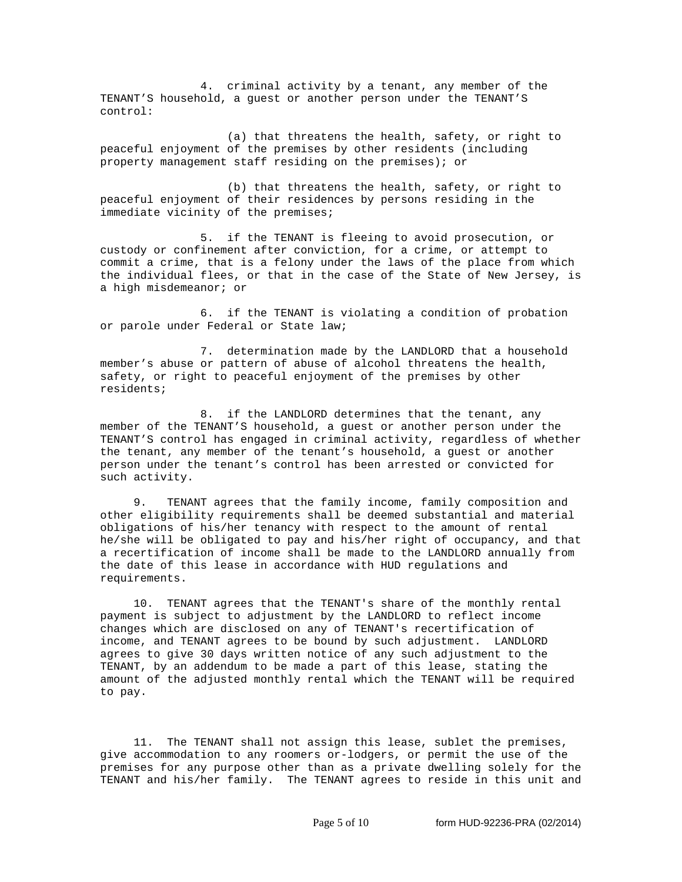4. criminal activity by a tenant, any member of the TENANT'S household, a guest or another person under the TENANT'S control:

(a) that threatens the health, safety, or right to peaceful enjoyment of the premises by other residents (including property management staff residing on the premises); or

(b) that threatens the health, safety, or right to peaceful enjoyment of their residences by persons residing in the immediate vicinity of the premises;

5. if the TENANT is fleeing to avoid prosecution, or custody or confinement after conviction, for a crime, or attempt to commit a crime, that is a felony under the laws of the place from which the individual flees, or that in the case of the State of New Jersey, is a high misdemeanor; or

6. if the TENANT is violating a condition of probation or parole under Federal or State law;

7. determination made by the LANDLORD that a household member's abuse or pattern of abuse of alcohol threatens the health, safety, or right to peaceful enjoyment of the premises by other residents;

8. if the LANDLORD determines that the tenant, any member of the TENANT'S household, a guest or another person under the TENANT'S control has engaged in criminal activity, regardless of whether the tenant, any member of the tenant's household, a guest or another person under the tenant's control has been arrested or convicted for such activity.

9. TENANT agrees that the family income, family composition and other eligibility requirements shall be deemed substantial and material obligations of his/her tenancy with respect to the amount of rental he/she will be obligated to pay and his/her right of occupancy, and that a recertification of income shall be made to the LANDLORD annually from the date of this lease in accordance with HUD regulations and requirements.

10. TENANT agrees that the TENANT's share of the monthly rental payment is subject to adjustment by the LANDLORD to reflect income changes which are disclosed on any of TENANT's recertification of income, and TENANT agrees to be bound by such adjustment. LANDLORD agrees to give 30 days written notice of any such adjustment to the TENANT, by an addendum to be made a part of this lease, stating the amount of the adjusted monthly rental which the TENANT will be required to pay.

11. The TENANT shall not assign this lease, sublet the premises, give accommodation to any roomers or-lodgers, or permit the use of the premises for any purpose other than as a private dwelling solely for the TENANT and his/her family. The TENANT agrees to reside in this unit and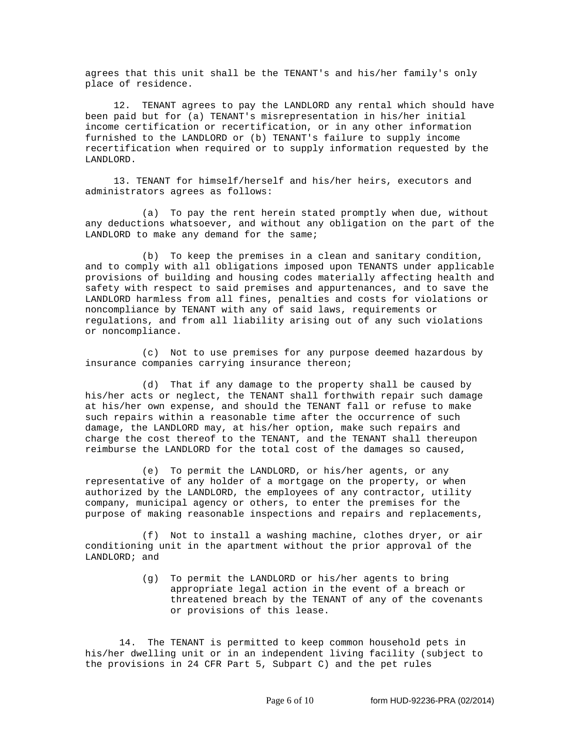agrees that this unit shall be the TENANT's and his/her family's only place of residence.

12. TENANT agrees to pay the LANDLORD any rental which should have been paid but for (a) TENANT's misrepresentation in his/her initial income certification or recertification, or in any other information furnished to the LANDLORD or (b) TENANT's failure to supply income recertification when required or to supply information requested by the LANDLORD.

13. TENANT for himself/herself and his/her heirs, executors and administrators agrees as follows:

(a) To pay the rent herein stated promptly when due, without any deductions whatsoever, and without any obligation on the part of the LANDLORD to make any demand for the same;

(b) To keep the premises in a clean and sanitary condition, and to comply with all obligations imposed upon TENANTS under applicable provisions of building and housing codes materially affecting health and safety with respect to said premises and appurtenances, and to save the LANDLORD harmless from all fines, penalties and costs for violations or noncompliance by TENANT with any of said laws, requirements or regulations, and from all liability arising out of any such violations or noncompliance.

(c) Not to use premises for any purpose deemed hazardous by insurance companies carrying insurance thereon;

(d) That if any damage to the property shall be caused by his/her acts or neglect, the TENANT shall forthwith repair such damage at his/her own expense, and should the TENANT fall or refuse to make such repairs within a reasonable time after the occurrence of such damage, the LANDLORD may, at his/her option, make such repairs and charge the cost thereof to the TENANT, and the TENANT shall thereupon reimburse the LANDLORD for the total cost of the damages so caused,

(e) To permit the LANDLORD, or his/her agents, or any representative of any holder of a mortgage on the property, or when authorized by the LANDLORD, the employees of any contractor, utility company, municipal agency or others, to enter the premises for the purpose of making reasonable inspections and repairs and replacements,

(f) Not to install a washing machine, clothes dryer, or air conditioning unit in the apartment without the prior approval of the LANDLORD; and

(g) To permit the LANDLORD or his/her agents to bring appropriate legal action in the event of a breach or threatened breach by the TENANT of any of the covenants or provisions of this lease.

14. The TENANT is permitted to keep common household pets in his/her dwelling unit or in an independent living facility (subject to the provisions in 24 CFR Part 5, Subpart C) and the pet rules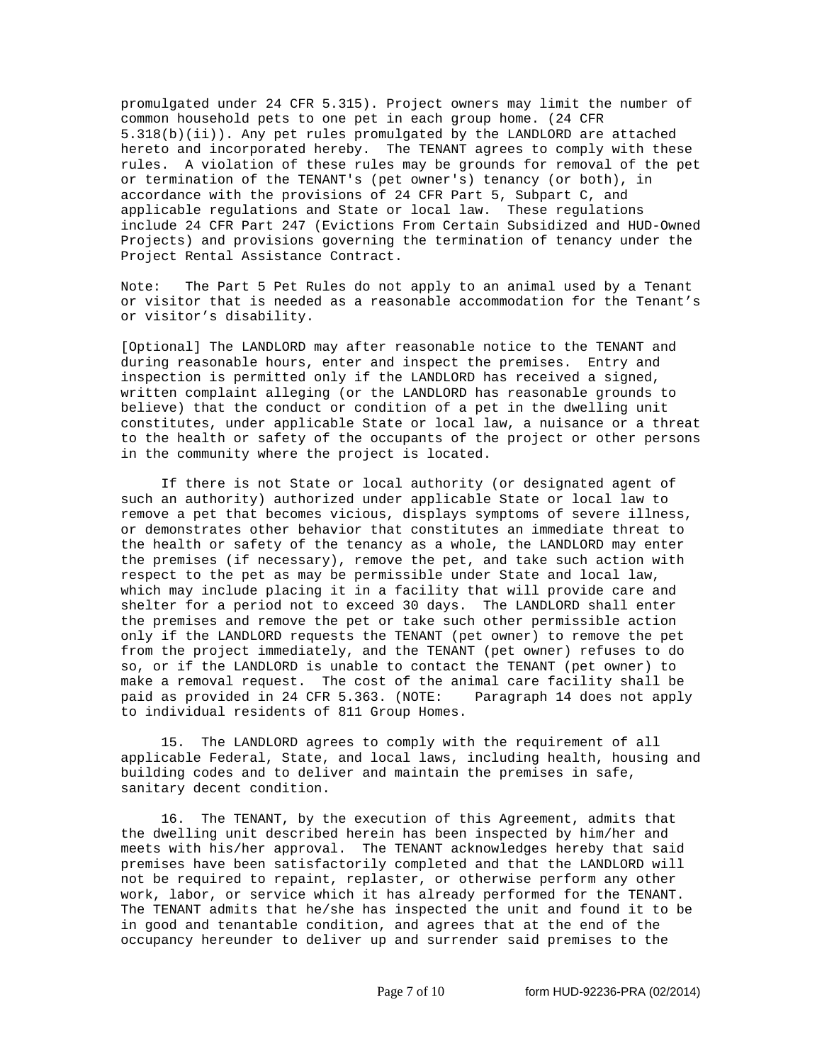promulgated under 24 CFR 5.315). Project owners may limit the number of common household pets to one pet in each group home. (24 CFR 5.318(b)(ii)). Any pet rules promulgated by the LANDLORD are attached hereto and incorporated hereby. The TENANT agrees to comply with these rules. A violation of these rules may be grounds for removal of the pet or termination of the TENANT's (pet owner's) tenancy (or both), in accordance with the provisions of 24 CFR Part 5, Subpart C, and applicable regulations and State or local law. These regulations include 24 CFR Part 247 (Evictions From Certain Subsidized and HUD-Owned Projects) and provisions governing the termination of tenancy under the Project Rental Assistance Contract.

Note: The Part 5 Pet Rules do not apply to an animal used by a Tenant or visitor that is needed as a reasonable accommodation for the Tenant's or visitor's disability.

[Optional] The LANDLORD may after reasonable notice to the TENANT and during reasonable hours, enter and inspect the premises. Entry and inspection is permitted only if the LANDLORD has received a signed, written complaint alleging (or the LANDLORD has reasonable grounds to believe) that the conduct or condition of a pet in the dwelling unit constitutes, under applicable State or local law, a nuisance or a threat to the health or safety of the occupants of the project or other persons in the community where the project is located.

If there is not State or local authority (or designated agent of such an authority) authorized under applicable State or local law to remove a pet that becomes vicious, displays symptoms of severe illness, or demonstrates other behavior that constitutes an immediate threat to the health or safety of the tenancy as a whole, the LANDLORD may enter the premises (if necessary), remove the pet, and take such action with respect to the pet as may be permissible under State and local law, which may include placing it in a facility that will provide care and shelter for a period not to exceed 30 days. The LANDLORD shall enter the premises and remove the pet or take such other permissible action only if the LANDLORD requests the TENANT (pet owner) to remove the pet from the project immediately, and the TENANT (pet owner) refuses to do so, or if the LANDLORD is unable to contact the TENANT (pet owner) to make a removal request. The cost of the animal care facility shall be paid as provided in 24 CFR 5.363. (NOTE: Paragraph 14 does not apply to individual residents of 811 Group Homes.

15. The LANDLORD agrees to comply with the requirement of all applicable Federal, State, and local laws, including health, housing and building codes and to deliver and maintain the premises in safe, sanitary decent condition.

16. The TENANT, by the execution of this Agreement, admits that the dwelling unit described herein has been inspected by him/her and meets with his/her approval. The TENANT acknowledges hereby that said premises have been satisfactorily completed and that the LANDLORD will not be required to repaint, replaster, or otherwise perform any other work, labor, or service which it has already performed for the TENANT. The TENANT admits that he/she has inspected the unit and found it to be in good and tenantable condition, and agrees that at the end of the occupancy hereunder to deliver up and surrender said premises to the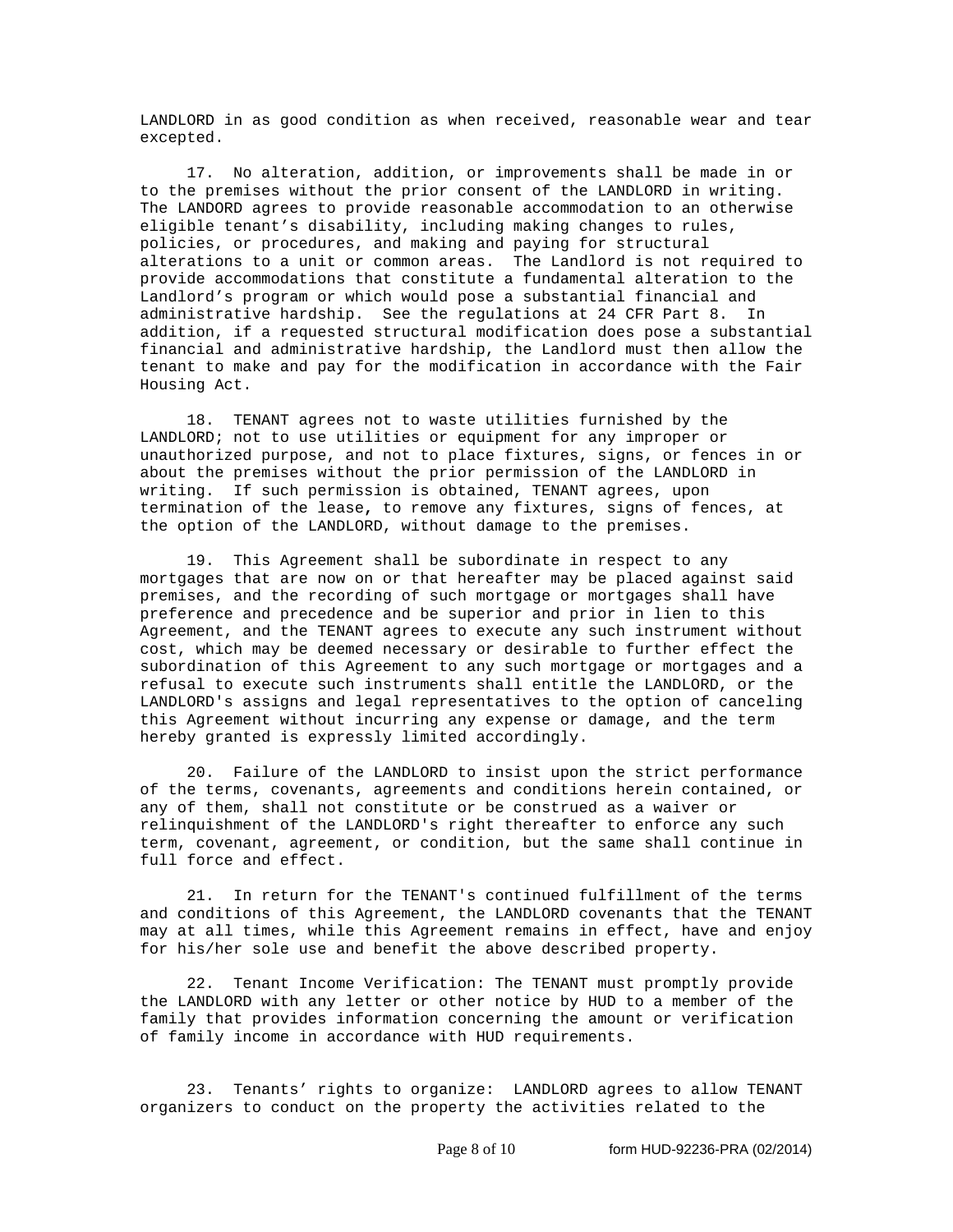LANDLORD in as good condition as when received, reasonable wear and tear excepted.

17. No alteration, addition, or improvements shall be made in or to the premises without the prior consent of the LANDLORD in writing. The LANDORD agrees to provide reasonable accommodation to an otherwise eligible tenant's disability, including making changes to rules, policies, or procedures, and making and paying for structural alterations to a unit or common areas. The Landlord is not required to provide accommodations that constitute a fundamental alteration to the Landlord's program or which would pose a substantial financial and administrative hardship. See the regulations at 24 CFR Part 8. In addition, if a requested structural modification does pose a substantial financial and administrative hardship, the Landlord must then allow the tenant to make and pay for the modification in accordance with the Fair Housing Act.

18. TENANT agrees not to waste utilities furnished by the LANDLORD; not to use utilities or equipment for any improper or unauthorized purpose, and not to place fixtures, signs, or fences in or about the premises without the prior permission of the LANDLORD in writing. If such permission is obtained, TENANT agrees, upon termination of the lease, to remove any fixtures, signs of fences, at the option of the LANDLORD, without damage to the premises.

19. This Agreement shall be subordinate in respect to any mortgages that are now on or that hereafter may be placed against said premises, and the recording of such mortgage or mortgages shall have preference and precedence and be superior and prior in lien to this Agreement, and the TENANT agrees to execute any such instrument without cost, which may be deemed necessary or desirable to further effect the subordination of this Agreement to any such mortgage or mortgages and a refusal to execute such instruments shall entitle the LANDLORD, or the LANDLORD's assigns and legal representatives to the option of canceling this Agreement without incurring any expense or damage, and the term hereby granted is expressly limited accordingly.

20. Failure of the LANDLORD to insist upon the strict performance of the terms, covenants, agreements and conditions herein contained, or any of them, shall not constitute or be construed as a waiver or relinquishment of the LANDLORD's right thereafter to enforce any such term, covenant, agreement, or condition, but the same shall continue in full force and effect.

21. In return for the TENANT's continued fulfillment of the terms and conditions of this Agreement, the LANDLORD covenants that the TENANT may at all times, while this Agreement remains in effect, have and enjoy for his/her sole use and benefit the above described property.

22. Tenant Income Verification: The TENANT must promptly provide the LANDLORD with any letter or other notice by HUD to a member of the family that provides information concerning the amount or verification of family income in accordance with HUD requirements.

23. Tenants' rights to organize: LANDLORD agrees to allow TENANT organizers to conduct on the property the activities related to the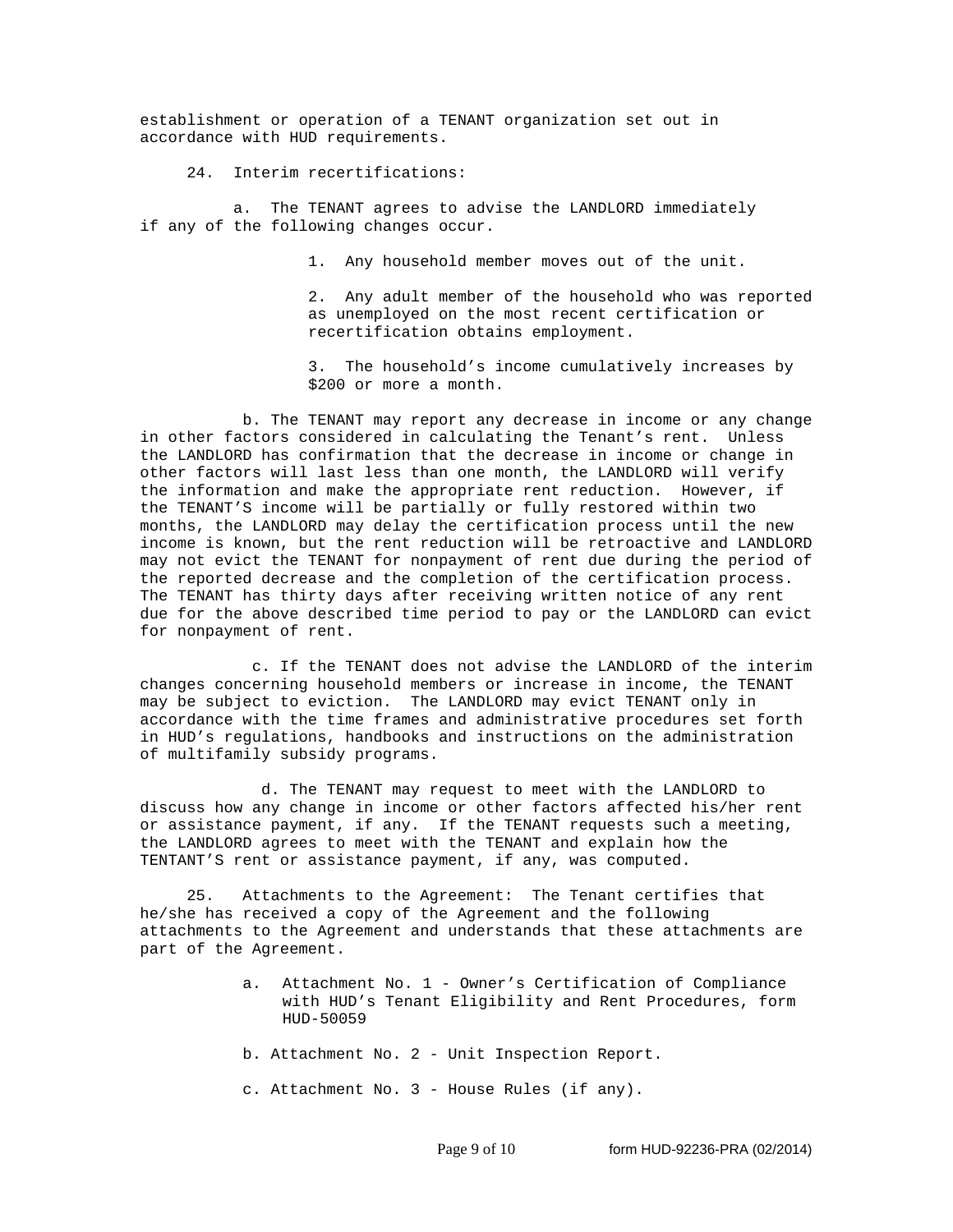establishment or operation of a TENANT organization set out in accordance with HUD requirements.

24. Interim recertifications:

a. The TENANT agrees to advise the LANDLORD immediately if any of the following changes occur.

1. Any household member moves out of the unit.

2. Any adult member of the household who was reported as unemployed on the most recent certification or recertification obtains employment.

3. The household's income cumulatively increases by $200 or more a month.

b. The TENANT may report any decrease in income or any change in other factors considered in calculating the Tenant's rent. Unless the LANDLORD has confirmation that the decrease in income or change in other factors will last less than one month, the LANDLORD will verify the information and make the appropriate rent reduction. However, if the TENANT'S income will be partially or fully restored within two months, the LANDLORD may delay the certification process until the new income is known, but the rent reduction will be retroactive and LANDLORD may not evict the TENANT for nonpayment of rent due during the period of the reported decrease and the completion of the certification process. The TENANT has thirty days after receiving written notice of any rent due for the above described time period to pay or the LANDLORD can evict for nonpayment of rent.

c. If the TENANT does not advise the LANDLORD of the interim changes concerning household members or increase in income, the TENANT may be subject to eviction. The LANDLORD may evict TENANT only in accordance with the time frames and administrative procedures set forth in HUD's regulations, handbooks and instructions on the administration of multifamily subsidy programs.

d. The TENANT may request to meet with the LANDLORD to discuss how any change in income or other factors affected his/her rent or assistance payment, if any. If the TENANT requests such a meeting, the LANDLORD agrees to meet with the TENANT and explain how the TENTANT'S rent or assistance payment, if any, was computed.

25. Attachments to the Agreement: The Tenant certifies that he/she has received a copy of the Agreement and the following attachments to the Agreement and understands that these attachments are part of the Agreement.

a. Attachment No. 1 - Owner's Certification of Compliance with HUD's Tenant Eligibility and Rent Procedures, form HUD-50059

b. Attachment No. 2 - Unit Inspection Report.

c. Attachment No. 3 - House Rules (if any).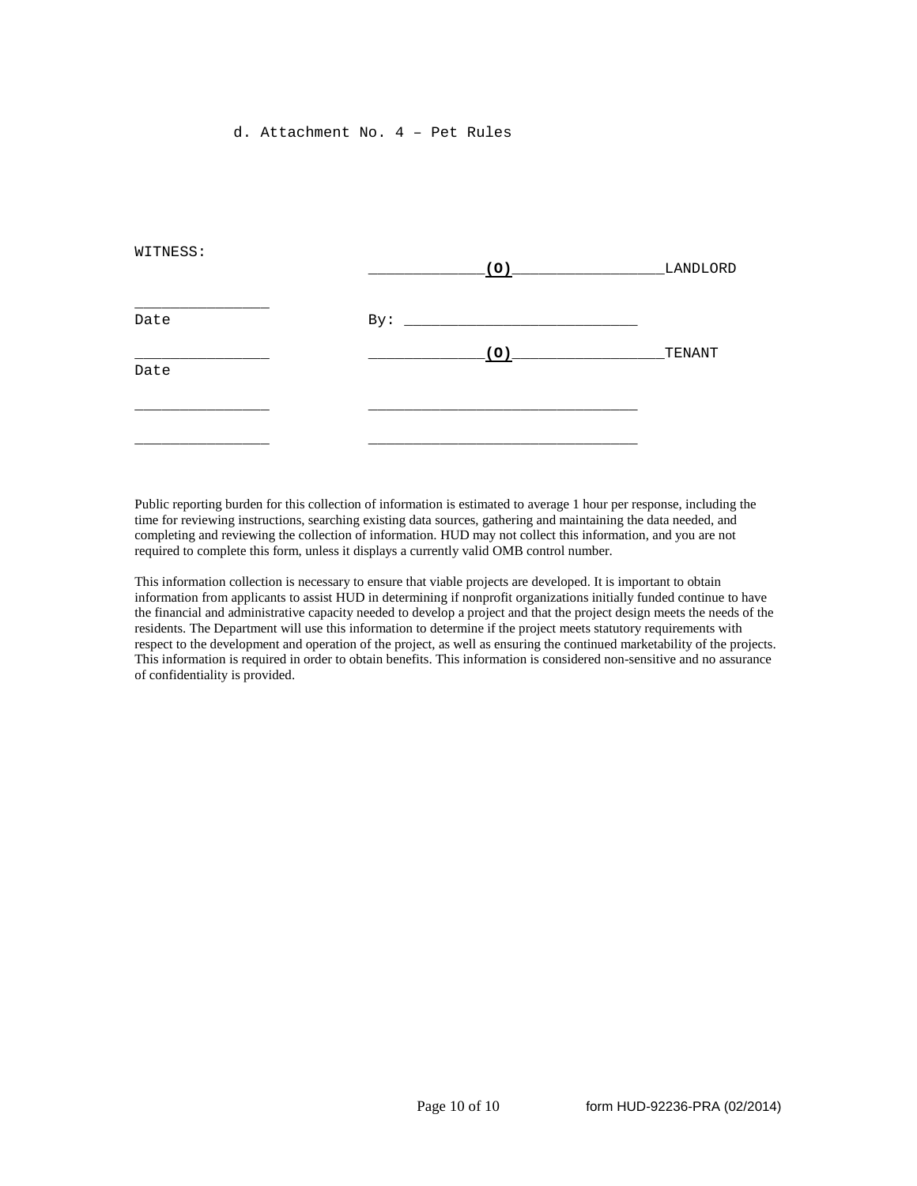d. Attachment No. 4 – Pet Rules

| | |
|---|---|
| WITNESS: | _____________**(O)**_________________LANDLORD |
| ________________ Date | By: ___________________________ |
| ________________ Date | _____________**(O)**_________________TENANT |
| ________________ | ________________________________ |
| ________________ | ________________________________ |

Public reporting burden for this collection of information is estimated to average 1 hour per response, including the time for reviewing instructions, searching existing data sources, gathering and maintaining the data needed, and completing and reviewing the collection of information. HUD may not collect this information, and you are not required to complete this form, unless it displays a currently valid OMB control number.

This information collection is necessary to ensure that viable projects are developed. It is important to obtain information from applicants to assist HUD in determining if nonprofit organizations initially funded continue to have the financial and administrative capacity needed to develop a project and that the project design meets the needs of the residents. The Department will use this information to determine if the project meets statutory requirements with respect to the development and operation of the project, as well as ensuring the continued marketability of the projects. This information is required in order to obtain benefits. This information is considered non-sensitive and no assurance of confidentiality is provided.

form HUD-92236-PRA (02/2014)